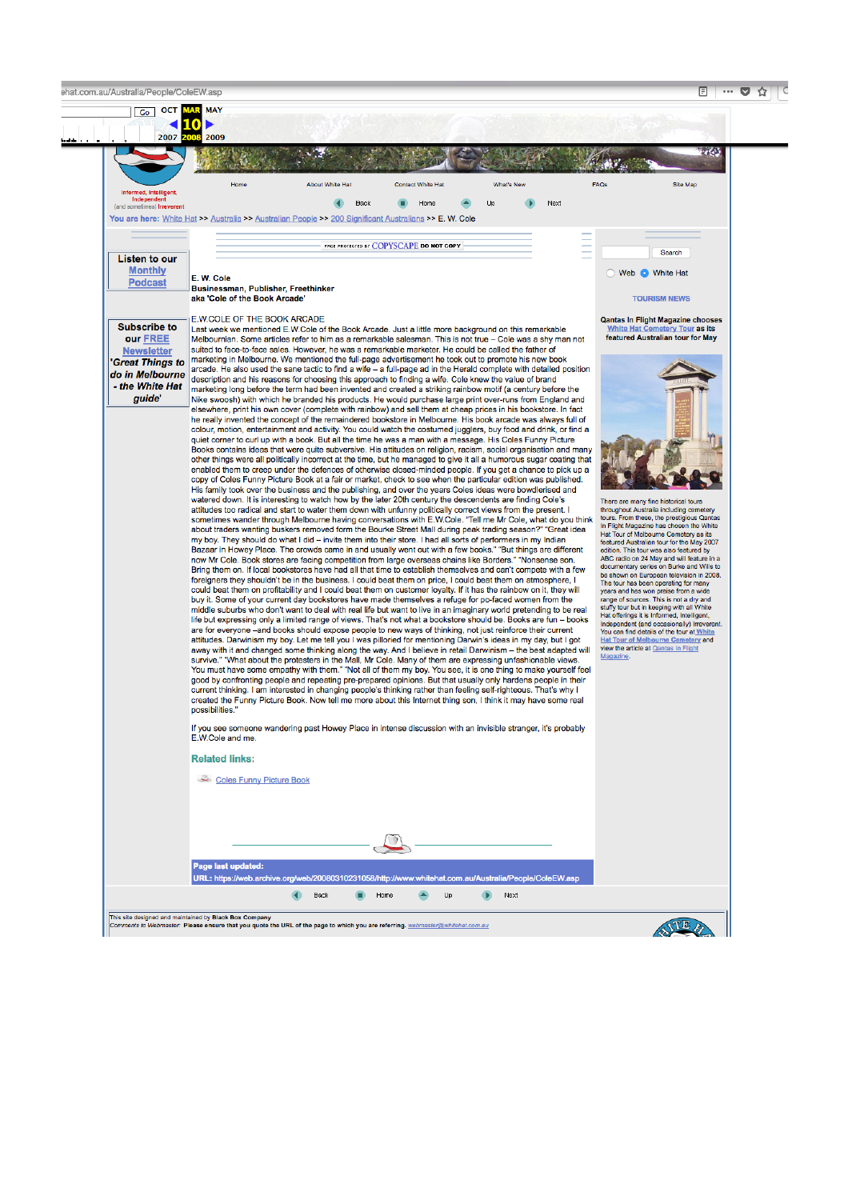You are here: White Hat >> Australia >> Australian People >> 200 Significant Australians >> E. W. Cole

**Listen to our Monthly Podcast**

**Subscribe to our FREE Newsletter *'Great Things to do in Melbourne - the White Hat guide'***

E. W. Cole
**Businessman, Publisher, Freethinker**
**aka 'Cole of the Book Arcade'**

E.W.COLE OF THE BOOK ARCADE

Last week we mentioned E.W.Cole of the Book Arcade. Just a little more background on this remarkable Melbournian. Some articles refer to him as a remarkable salesman. This is not true – Cole was a shy man not suited to face-to-face sales. However, he was a remarkable marketer. He could be called the father of marketing in Melbourne. We mentioned the full-page advertisement he took out to promote his new book arcade. He also used the same tactic to find a wife – a full-page ad in the Herald complete with detailed position description and his reasons for choosing this approach to finding a wife. Cole knew the value of brand marketing long before the term had been invented and created a striking rainbow motif (a century before the Nike swoosh) with which he branded his products. He would purchase large print over-runs from England and elsewhere, print his own cover (complete with rainbow) and sell them at cheap prices in his bookstore. In fact he really invented the concept of the remaindered bookstore in Melbourne. His book arcade was always full of colour, motion, entertainment and activity. You could watch the costumed jugglers, buy food and drink, or find a quiet corner to curl up with a book. But all the time he was a man with a message. His Coles Funny Picture Books contains ideas that were quite subversive. His attitudes on religion, racism, social organisation and many other things were all politically incorrect at the time, but he managed to give it all a humorous sugar coating that enabled them to creep under the defences of otherwise closed-minded people. If you get a chance to pick up a copy of Coles Funny Picture Book at a fair or market, check to see when the particular edition was published. His family took over the business and the publishing, and over the years Coles ideas were bowdlerised and watered down. It is interesting to watch how by the later 20th century the descendents are finding Cole's attitudes too radical and start to water them down with unfunny politically correct views from the present. I sometimes wander through Melbourne having conversations with E.W.Cole. "Tell me Mr Cole, what do you think about traders wanting buskers removed form the Bourke Street Mall during peak trading season?" "Great idea my boy. They should do what I did – invite them into their store. I had all sorts of performers in my Indian Bazaar in Howey Place. The crowds came in and usually went out with a few books." "But things are different now Mr Cole. Book stores are facing competition from large overseas chains like Borders." "Nonsense son. Bring them on. If local bookstores have had all that time to establish themselves and can't compete with a few foreigners they shouldn't be in the business. I could beat them on price, I could beat them on atmosphere, I could beat them on profitability and I could beat them on customer loyalty. If it has the rainbow on it, they will buy it. Some of your current day bookstores have made themselves a refuge for po-faced women from the middle suburbs who don't want to deal with real life but want to live in an imaginary world pretending to be real life but expressing only a limited range of views. That's not what a bookstore should be. Books are fun – books are for everyone –and books should expose people to new ways of thinking, not just reinforce their current attitudes. Darwinism my boy. Let me tell you I was pilloried for mentioning Darwin's ideas in my day, but I got away with it and changed some thinking along the way. And I believe in retail Darwinism – the best adapted will survive." "What about the protesters in the Mall, Mr Cole. Many of them are expressing unfashionable views. You must have some empathy with them." "Not all of them my boy. You see, it is one thing to make yourself feel good by confronting people and repeating pre-prepared opinions. But that usually only hardens people in their current thinking. I am interested in changing people's thinking rather than feeling self-righteous. That's why I created the Funny Picture Book. Now tell me more about this Internet thing son, I think it may have some real possibilities."

If you see someone wandering past Howey Place in intense discussion with an invisible stranger, it's probably E.W.Cole and me.

### Related links:

- Coles Funny Picture Book

**Page last updated:**
**URL: https://web.archive.org/web/20080310231058/http://www.whitehat.com.au/Australia/People/ColeEW.asp**

TOURISM NEWS

**Qantas In Flight Magazine chooses White Hat Cemetery Tour as its featured Australian tour for May**

There are many fine historical tours throughout Australia including cemetery tours. From these, the prestigious Qantas In Flight Magazine has chosen the White Hat Tour of Melbourne Cemetery as its featured Australian tour for the May 2007 edition. This tour was also featured by ABC radio on 24 May and will feature in a documentary series on Burke and Wills to be shown on European television in 2008. The tour has been operating for many years and has won praise from a wide range of sources. This is not a dry and stuffy tour but in keeping with all White Hat offerings it is Informed, Intelligent, Independent (and occasionally) Irreverent. You can find details of the tour at White Hat Tour of Melbourne Cemetery and view the article at Qantas In Flight Magazine.

This site designed and maintained by Black Box Company
*Comments to Webmaster.* Please ensure that you quote the URL of the page to which you are referring. webmaster@whitehat.com.au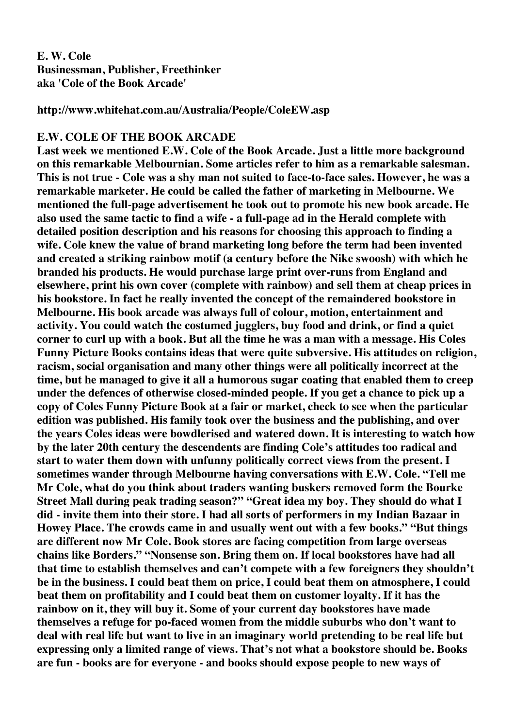**E. W. Cole**
**Businessman, Publisher, Freethinker**
**aka 'Cole of the Book Arcade'**

**http://www.whitehat.com.au/Australia/People/ColeEW.asp**

## E.W. COLE OF THE BOOK ARCADE

**Last week we mentioned E.W. Cole of the Book Arcade. Just a little more background on this remarkable Melbournian. Some articles refer to him as a remarkable salesman. This is not true - Cole was a shy man not suited to face-to-face sales. However, he was a remarkable marketer. He could be called the father of marketing in Melbourne. We mentioned the full-page advertisement he took out to promote his new book arcade. He also used the same tactic to find a wife - a full-page ad in the Herald complete with detailed position description and his reasons for choosing this approach to finding a wife. Cole knew the value of brand marketing long before the term had been invented and created a striking rainbow motif (a century before the Nike swoosh) with which he branded his products. He would purchase large print over-runs from England and elsewhere, print his own cover (complete with rainbow) and sell them at cheap prices in his bookstore. In fact he really invented the concept of the remaindered bookstore in Melbourne. His book arcade was always full of colour, motion, entertainment and activity. You could watch the costumed jugglers, buy food and drink, or find a quiet corner to curl up with a book. But all the time he was a man with a message. His Coles Funny Picture Books contains ideas that were quite subversive. His attitudes on religion, racism, social organisation and many other things were all politically incorrect at the time, but he managed to give it all a humorous sugar coating that enabled them to creep under the defences of otherwise closed-minded people. If you get a chance to pick up a copy of Coles Funny Picture Book at a fair or market, check to see when the particular edition was published. His family took over the business and the publishing, and over the years Coles ideas were bowdlerised and watered down. It is interesting to watch how by the later 20th century the descendents are finding Cole's attitudes too radical and start to water them down with unfunny politically correct views from the present. I sometimes wander through Melbourne having conversations with E.W. Cole. "Tell me Mr Cole, what do you think about traders wanting buskers removed form the Bourke Street Mall during peak trading season?" "Great idea my boy. They should do what I did - invite them into their store. I had all sorts of performers in my Indian Bazaar in Howey Place. The crowds came in and usually went out with a few books." "But things are different now Mr Cole. Book stores are facing competition from large overseas chains like Borders." "Nonsense son. Bring them on. If local bookstores have had all that time to establish themselves and can't compete with a few foreigners they shouldn't be in the business. I could beat them on price, I could beat them on atmosphere, I could beat them on profitability and I could beat them on customer loyalty. If it has the rainbow on it, they will buy it. Some of your current day bookstores have made themselves a refuge for po-faced women from the middle suburbs who don't want to deal with real life but want to live in an imaginary world pretending to be real life but expressing only a limited range of views. That's not what a bookstore should be. Books are fun - books are for everyone - and books should expose people to new ways of**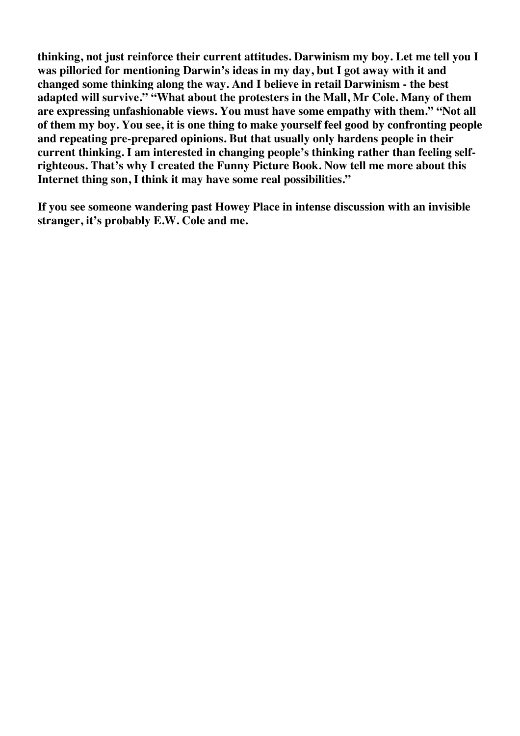**thinking, not just reinforce their current attitudes. Darwinism my boy. Let me tell you I was pilloried for mentioning Darwin's ideas in my day, but I got away with it and changed some thinking along the way. And I believe in retail Darwinism - the best adapted will survive." "What about the protesters in the Mall, Mr Cole. Many of them are expressing unfashionable views. You must have some empathy with them." "Not all of them my boy. You see, it is one thing to make yourself feel good by confronting people and repeating pre-prepared opinions. But that usually only hardens people in their current thinking. I am interested in changing people's thinking rather than feeling self-righteous. That's why I created the Funny Picture Book. Now tell me more about this Internet thing son, I think it may have some real possibilities."**

**If you see someone wandering past Howey Place in intense discussion with an invisible stranger, it's probably E.W. Cole and me.**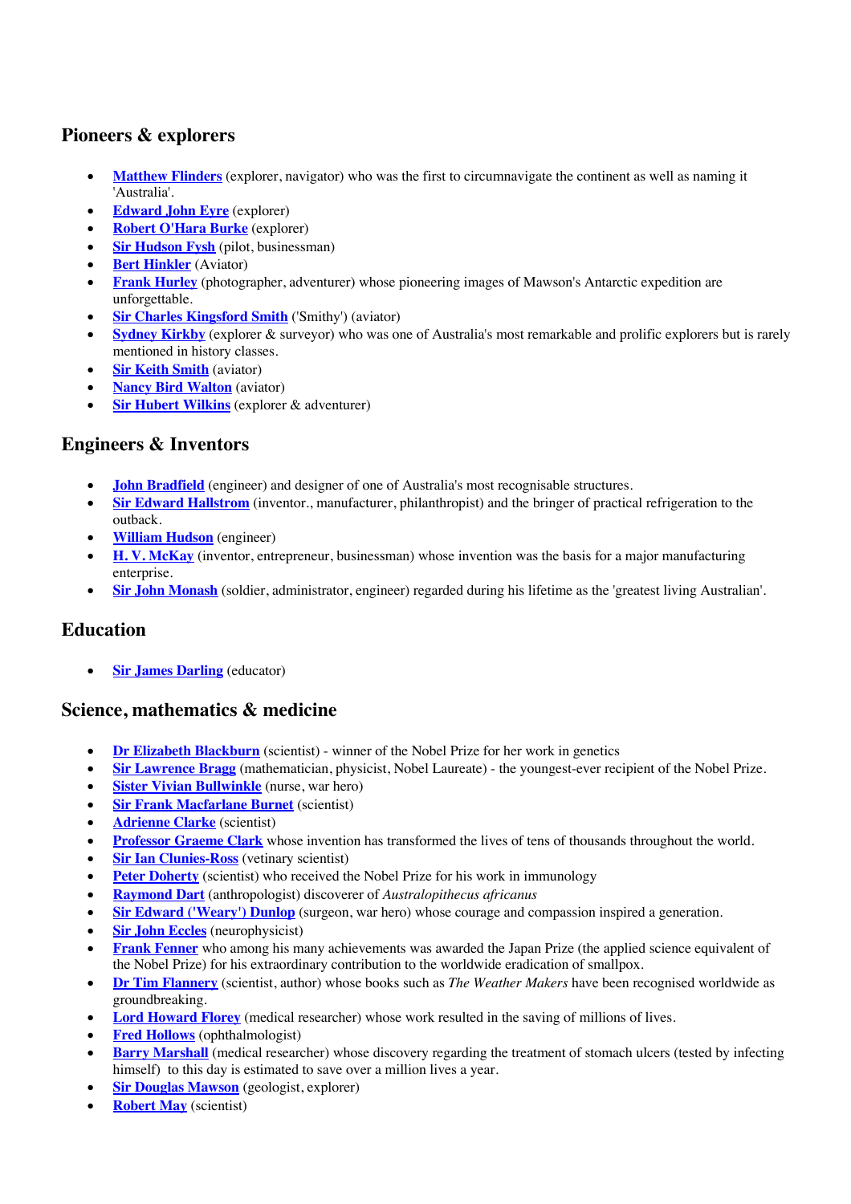## Pioneers & explorers

- **Matthew Flinders** (explorer, navigator) who was the first to circumnavigate the continent as well as naming it 'Australia'.
- **Edward John Eyre** (explorer)
- **Robert O'Hara Burke** (explorer)
- **Sir Hudson Fysh** (pilot, businessman)
- **Bert Hinkler** (Aviator)
- **Frank Hurley** (photographer, adventurer) whose pioneering images of Mawson's Antarctic expedition are unforgettable.
- **Sir Charles Kingsford Smith** ('Smithy') (aviator)
- **Sydney Kirkby** (explorer & surveyor) who was one of Australia's most remarkable and prolific explorers but is rarely mentioned in history classes.
- **Sir Keith Smith** (aviator)
- **Nancy Bird Walton** (aviator)
- **Sir Hubert Wilkins** (explorer & adventurer)

## Engineers & Inventors

- **John Bradfield** (engineer) and designer of one of Australia's most recognisable structures.
- **Sir Edward Hallstrom** (inventor., manufacturer, philanthropist) and the bringer of practical refrigeration to the outback.
- **William Hudson** (engineer)
- **H. V. McKay** (inventor, entrepreneur, businessman) whose invention was the basis for a major manufacturing enterprise.
- **Sir John Monash** (soldier, administrator, engineer) regarded during his lifetime as the 'greatest living Australian'.

## Education

- **Sir James Darling** (educator)

## Science, mathematics & medicine

- **Dr Elizabeth Blackburn** (scientist) - winner of the Nobel Prize for her work in genetics
- **Sir Lawrence Bragg** (mathematician, physicist, Nobel Laureate) - the youngest-ever recipient of the Nobel Prize.
- **Sister Vivian Bullwinkle** (nurse, war hero)
- **Sir Frank Macfarlane Burnet** (scientist)
- **Adrienne Clarke** (scientist)
- **Professor Graeme Clark** whose invention has transformed the lives of tens of thousands throughout the world.
- **Sir Ian Clunies-Ross** (vetinary scientist)
- **Peter Doherty** (scientist) who received the Nobel Prize for his work in immunology
- **Raymond Dart** (anthropologist) discoverer of *Australopithecus africanus*
- **Sir Edward ('Weary') Dunlop** (surgeon, war hero) whose courage and compassion inspired a generation.
- **Sir John Eccles** (neurophysicist)
- **Frank Fenner** who among his many achievements was awarded the Japan Prize (the applied science equivalent of the Nobel Prize) for his extraordinary contribution to the worldwide eradication of smallpox.
- **Dr Tim Flannery** (scientist, author) whose books such as *The Weather Makers* have been recognised worldwide as groundbreaking.
- **Lord Howard Florey** (medical researcher) whose work resulted in the saving of millions of lives.
- **Fred Hollows** (ophthalmologist)
- **Barry Marshall** (medical researcher) whose discovery regarding the treatment of stomach ulcers (tested by infecting himself) to this day is estimated to save over a million lives a year.
- **Sir Douglas Mawson** (geologist, explorer)
- **Robert May** (scientist)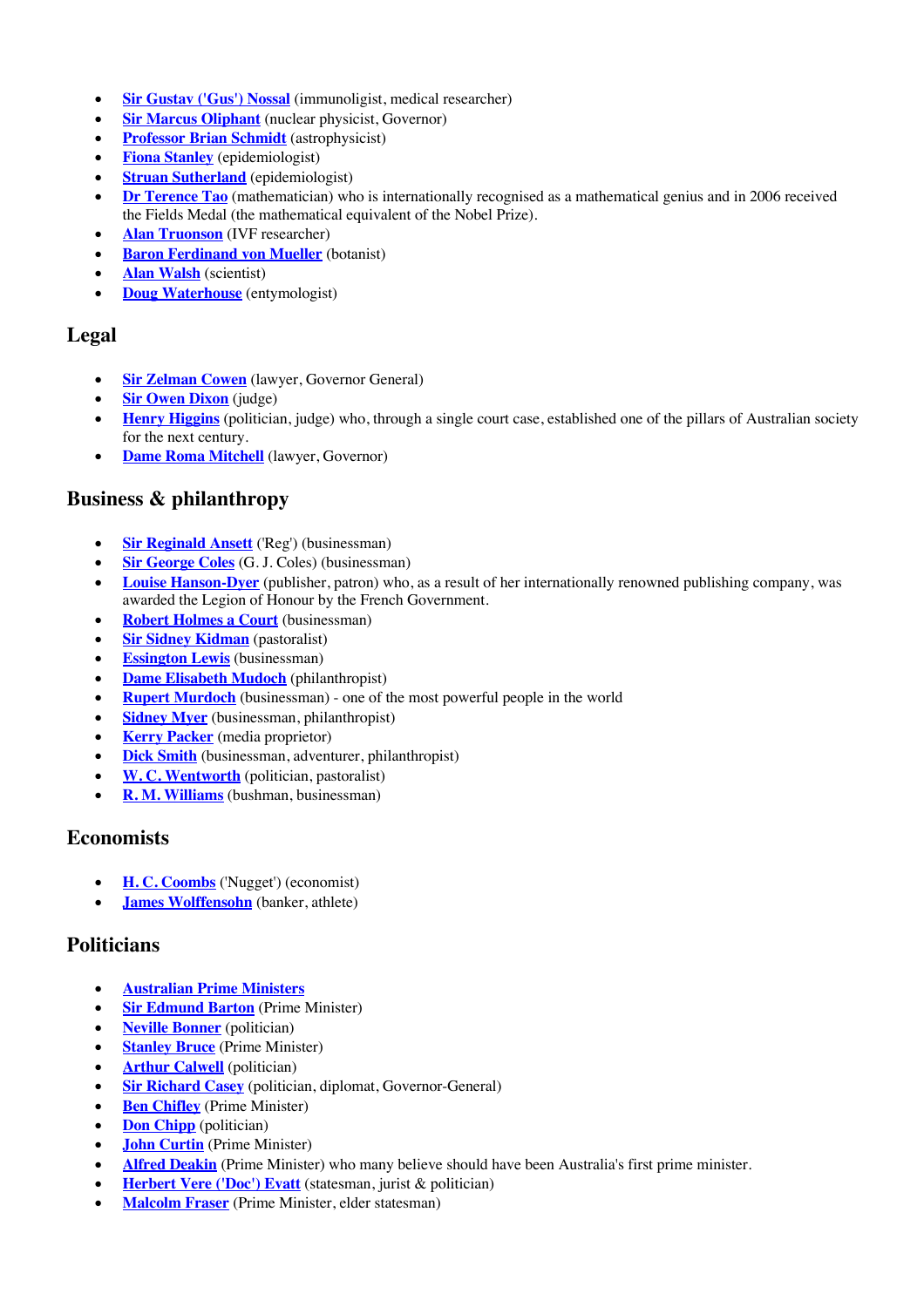- **Sir Gustav ('Gus') Nossal** (immunoligist, medical researcher)
- **Sir Marcus Oliphant** (nuclear physicist, Governor)
- **Professor Brian Schmidt** (astrophysicist)
- **Fiona Stanley** (epidemiologist)
- **Struan Sutherland** (epidemiologist)
- **Dr Terence Tao** (mathematician) who is internationally recognised as a mathematical genius and in 2006 received the Fields Medal (the mathematical equivalent of the Nobel Prize).
- **Alan Truonson** (IVF researcher)
- **Baron Ferdinand von Mueller** (botanist)
- **Alan Walsh** (scientist)
- **Doug Waterhouse** (entymologist)

## Legal

- **Sir Zelman Cowen** (lawyer, Governor General)
- **Sir Owen Dixon** (judge)
- **Henry Higgins** (politician, judge) who, through a single court case, established one of the pillars of Australian society for the next century.
- **Dame Roma Mitchell** (lawyer, Governor)

## Business & philanthropy

- **Sir Reginald Ansett** ('Reg') (businessman)
- **Sir George Coles** (G. J. Coles) (businessman)
- **Louise Hanson-Dyer** (publisher, patron) who, as a result of her internationally renowned publishing company, was awarded the Legion of Honour by the French Government.
- **Robert Holmes a Court** (businessman)
- **Sir Sidney Kidman** (pastoralist)
- **Essington Lewis** (businessman)
- **Dame Elisabeth Mudoch** (philanthropist)
- **Rupert Murdoch** (businessman) - one of the most powerful people in the world
- **Sidney Myer** (businessman, philanthropist)
- **Kerry Packer** (media proprietor)
- **Dick Smith** (businessman, adventurer, philanthropist)
- **W. C. Wentworth** (politician, pastoralist)
- **R. M. Williams** (bushman, businessman)

## Economists

- **H. C. Coombs** ('Nugget') (economist)
- **James Wolffensohn** (banker, athlete)

## Politicians

- **Australian Prime Ministers**
- **Sir Edmund Barton** (Prime Minister)
- **Neville Bonner** (politician)
- **Stanley Bruce** (Prime Minister)
- **Arthur Calwell** (politician)
- **Sir Richard Casey** (politician, diplomat, Governor-General)
- **Ben Chifley** (Prime Minister)
- **Don Chipp** (politician)
- **John Curtin** (Prime Minister)
- **Alfred Deakin** (Prime Minister) who many believe should have been Australia's first prime minister.
- **Herbert Vere ('Doc') Evatt** (statesman, jurist & politician)
- **Malcolm Fraser** (Prime Minister, elder statesman)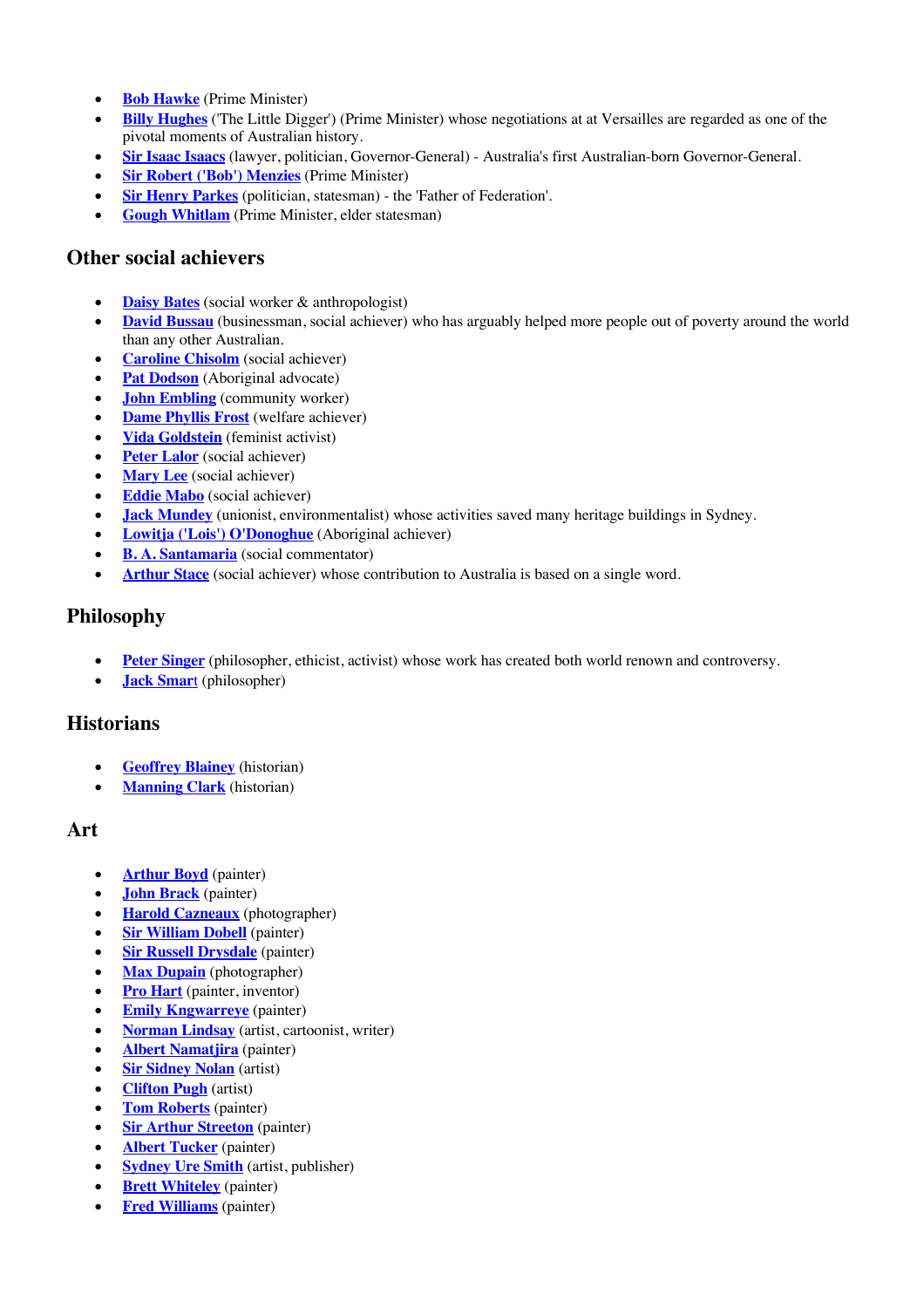- **Bob Hawke** (Prime Minister)
- **Billy Hughes** ('The Little Digger') (Prime Minister) whose negotiations at at Versailles are regarded as one of the pivotal moments of Australian history.
- **Sir Isaac Isaacs** (lawyer, politician, Governor-General) - Australia's first Australian-born Governor-General.
- **Sir Robert ('Bob') Menzies** (Prime Minister)
- **Sir Henry Parkes** (politician, statesman) - the 'Father of Federation'.
- **Gough Whitlam** (Prime Minister, elder statesman)

## Other social achievers

- **Daisy Bates** (social worker & anthropologist)
- **David Bussau** (businessman, social achiever) who has arguably helped more people out of poverty around the world than any other Australian.
- **Caroline Chisolm** (social achiever)
- **Pat Dodson** (Aboriginal advocate)
- **John Embling** (community worker)
- **Dame Phyllis Frost** (welfare achiever)
- **Vida Goldstein** (feminist activist)
- **Peter Lalor** (social achiever)
- **Mary Lee** (social achiever)
- **Eddie Mabo** (social achiever)
- **Jack Mundey** (unionist, environmentalist) whose activities saved many heritage buildings in Sydney.
- **Lowitja ('Lois') O'Donoghue** (Aboriginal achiever)
- **B. A. Santamaria** (social commentator)
- **Arthur Stace** (social achiever) whose contribution to Australia is based on a single word.

## Philosophy

- **Peter Singer** (philosopher, ethicist, activist) whose work has created both world renown and controversy.
- **Jack Smart** (philosopher)

## Historians

- **Geoffrey Blainey** (historian)
- **Manning Clark** (historian)

## Art

- **Arthur Boyd** (painter)
- **John Brack** (painter)
- **Harold Cazneaux** (photographer)
- **Sir William Dobell** (painter)
- **Sir Russell Drysdale** (painter)
- **Max Dupain** (photographer)
- **Pro Hart** (painter, inventor)
- **Emily Kngwarreye** (painter)
- **Norman Lindsay** (artist, cartoonist, writer)
- **Albert Namatjira** (painter)
- **Sir Sidney Nolan** (artist)
- **Clifton Pugh** (artist)
- **Tom Roberts** (painter)
- **Sir Arthur Streeton** (painter)
- **Albert Tucker** (painter)
- **Sydney Ure Smith** (artist, publisher)
- **Brett Whiteley** (painter)
- **Fred Williams** (painter)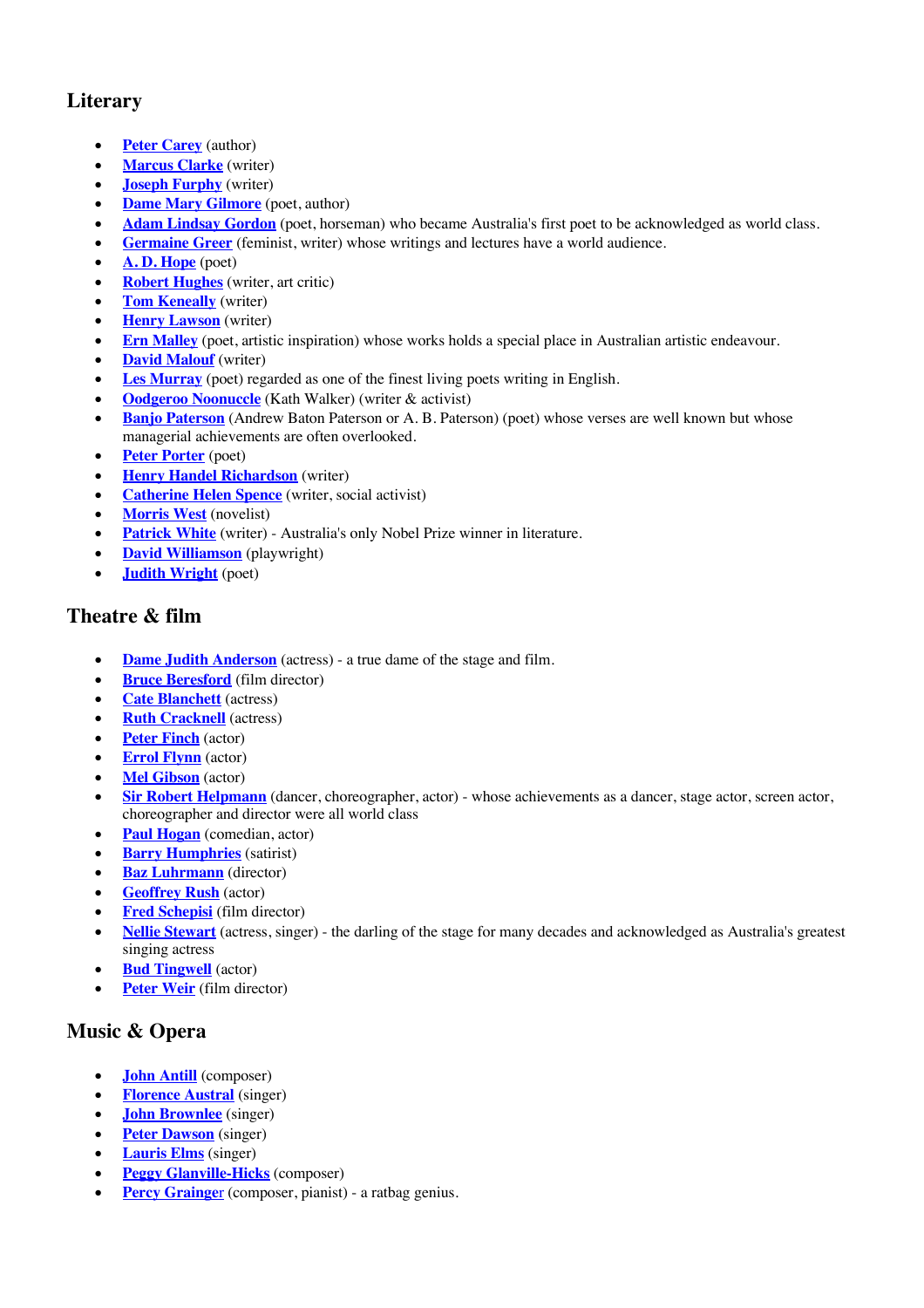## Literary

- **Peter Carey** (author)
- **Marcus Clarke** (writer)
- **Joseph Furphy** (writer)
- **Dame Mary Gilmore** (poet, author)
- **Adam Lindsay Gordon** (poet, horseman) who became Australia's first poet to be acknowledged as world class.
- **Germaine Greer** (feminist, writer) whose writings and lectures have a world audience.
- **A. D. Hope** (poet)
- **Robert Hughes** (writer, art critic)
- **Tom Keneally** (writer)
- **Henry Lawson** (writer)
- **Ern Malley** (poet, artistic inspiration) whose works holds a special place in Australian artistic endeavour.
- **David Malouf** (writer)
- **Les Murray** (poet) regarded as one of the finest living poets writing in English.
- **Oodgeroo Noonuccle** (Kath Walker) (writer & activist)
- **Banjo Paterson** (Andrew Baton Paterson or A. B. Paterson) (poet) whose verses are well known but whose managerial achievements are often overlooked.
- **Peter Porter** (poet)
- **Henry Handel Richardson** (writer)
- **Catherine Helen Spence** (writer, social activist)
- **Morris West** (novelist)
- **Patrick White** (writer) - Australia's only Nobel Prize winner in literature.
- **David Williamson** (playwright)
- **Judith Wright** (poet)

## Theatre & film

- **Dame Judith Anderson** (actress) - a true dame of the stage and film.
- **Bruce Beresford** (film director)
- **Cate Blanchett** (actress)
- **Ruth Cracknell** (actress)
- **Peter Finch** (actor)
- **Errol Flynn** (actor)
- **Mel Gibson** (actor)
- **Sir Robert Helpmann** (dancer, choreographer, actor) - whose achievements as a dancer, stage actor, screen actor, choreographer and director were all world class
- **Paul Hogan** (comedian, actor)
- **Barry Humphries** (satirist)
- **Baz Luhrmann** (director)
- **Geoffrey Rush** (actor)
- **Fred Schepisi** (film director)
- **Nellie Stewart** (actress, singer) - the darling of the stage for many decades and acknowledged as Australia's greatest singing actress
- **Bud Tingwell** (actor)
- **Peter Weir** (film director)

## Music & Opera

- **John Antill** (composer)
- **Florence Austral** (singer)
- **John Brownlee** (singer)
- **Peter Dawson** (singer)
- **Lauris Elms** (singer)
- **Peggy Glanville-Hicks** (composer)
- **Percy Grainger** (composer, pianist) - a ratbag genius.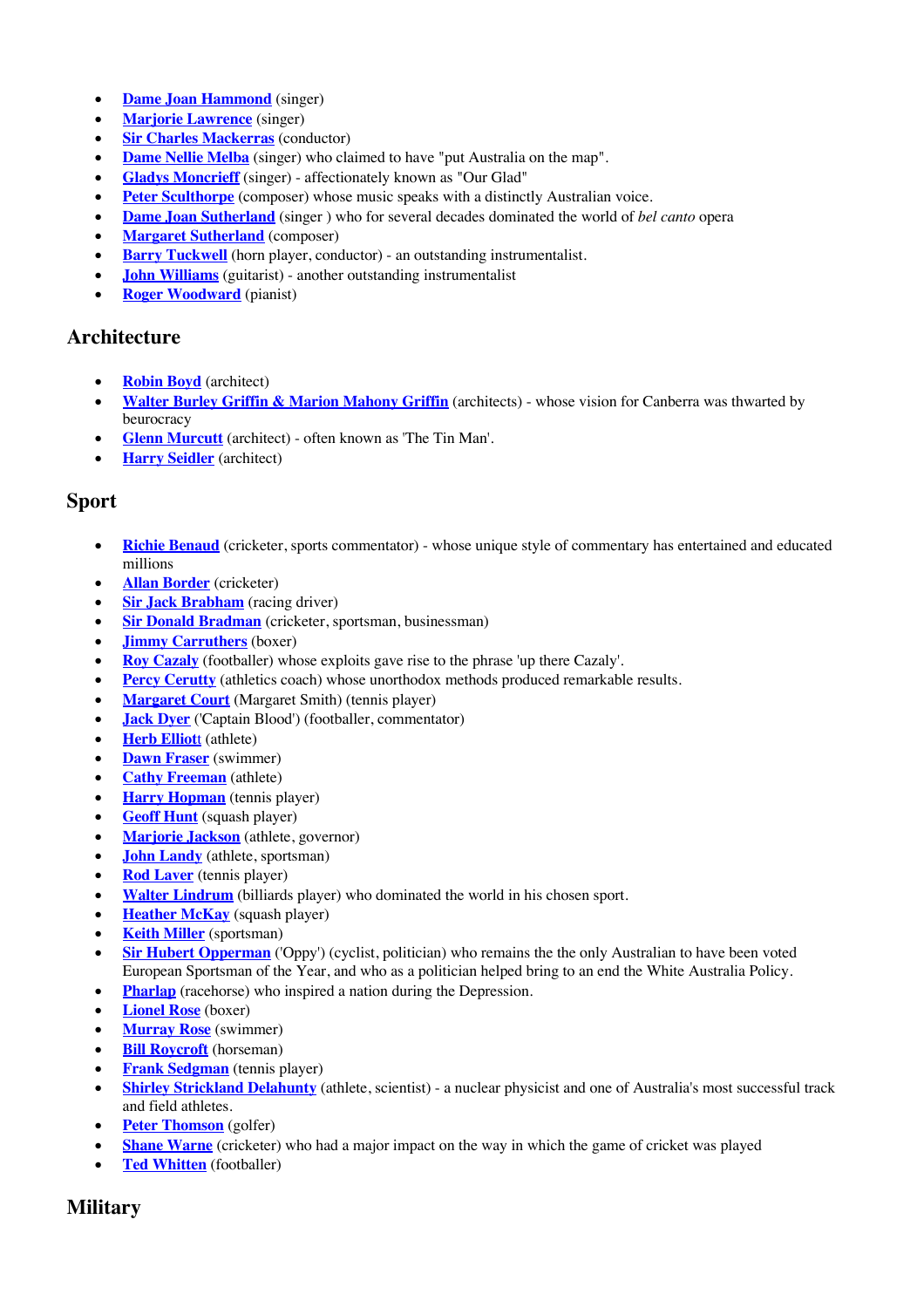- **Dame Joan Hammond** (singer)
- **Marjorie Lawrence** (singer)
- **Sir Charles Mackerras** (conductor)
- **Dame Nellie Melba** (singer) who claimed to have "put Australia on the map".
- **Gladys Moncrieff** (singer) - affectionately known as "Our Glad"
- **Peter Sculthorpe** (composer) whose music speaks with a distinctly Australian voice.
- **Dame Joan Sutherland** (singer ) who for several decades dominated the world of *bel canto* opera
- **Margaret Sutherland** (composer)
- **Barry Tuckwell** (horn player, conductor) - an outstanding instrumentalist.
- **John Williams** (guitarist) - another outstanding instrumentalist
- **Roger Woodward** (pianist)

## Architecture

- **Robin Boyd** (architect)
- **Walter Burley Griffin & Marion Mahony Griffin** (architects) - whose vision for Canberra was thwarted by beurocracy
- **Glenn Murcutt** (architect) - often known as 'The Tin Man'.
- **Harry Seidler** (architect)

## Sport

- **Richie Benaud** (cricketer, sports commentator) - whose unique style of commentary has entertained and educated millions
- **Allan Border** (cricketer)
- **Sir Jack Brabham** (racing driver)
- **Sir Donald Bradman** (cricketer, sportsman, businessman)
- **Jimmy Carruthers** (boxer)
- **Roy Cazaly** (footballer) whose exploits gave rise to the phrase 'up there Cazaly'.
- **Percy Cerutty** (athletics coach) whose unorthodox methods produced remarkable results.
- **Margaret Court** (Margaret Smith) (tennis player)
- **Jack Dyer** ('Captain Blood') (footballer, commentator)
- **Herb Elliott** (athlete)
- **Dawn Fraser** (swimmer)
- **Cathy Freeman** (athlete)
- **Harry Hopman** (tennis player)
- **Geoff Hunt** (squash player)
- **Marjorie Jackson** (athlete, governor)
- **John Landy** (athlete, sportsman)
- **Rod Laver** (tennis player)
- **Walter Lindrum** (billiards player) who dominated the world in his chosen sport.
- **Heather McKay** (squash player)
- **Keith Miller** (sportsman)
- **Sir Hubert Opperman** ('Oppy') (cyclist, politician) who remains the the only Australian to have been voted European Sportsman of the Year, and who as a politician helped bring to an end the White Australia Policy.
- **Pharlap** (racehorse) who inspired a nation during the Depression.
- **Lionel Rose** (boxer)
- **Murray Rose** (swimmer)
- **Bill Roycroft** (horseman)
- **Frank Sedgman** (tennis player)
- **Shirley Strickland Delahunty** (athlete, scientist) - a nuclear physicist and one of Australia's most successful track and field athletes.
- **Peter Thomson** (golfer)
- **Shane Warne** (cricketer) who had a major impact on the way in which the game of cricket was played
- **Ted Whitten** (footballer)

## Military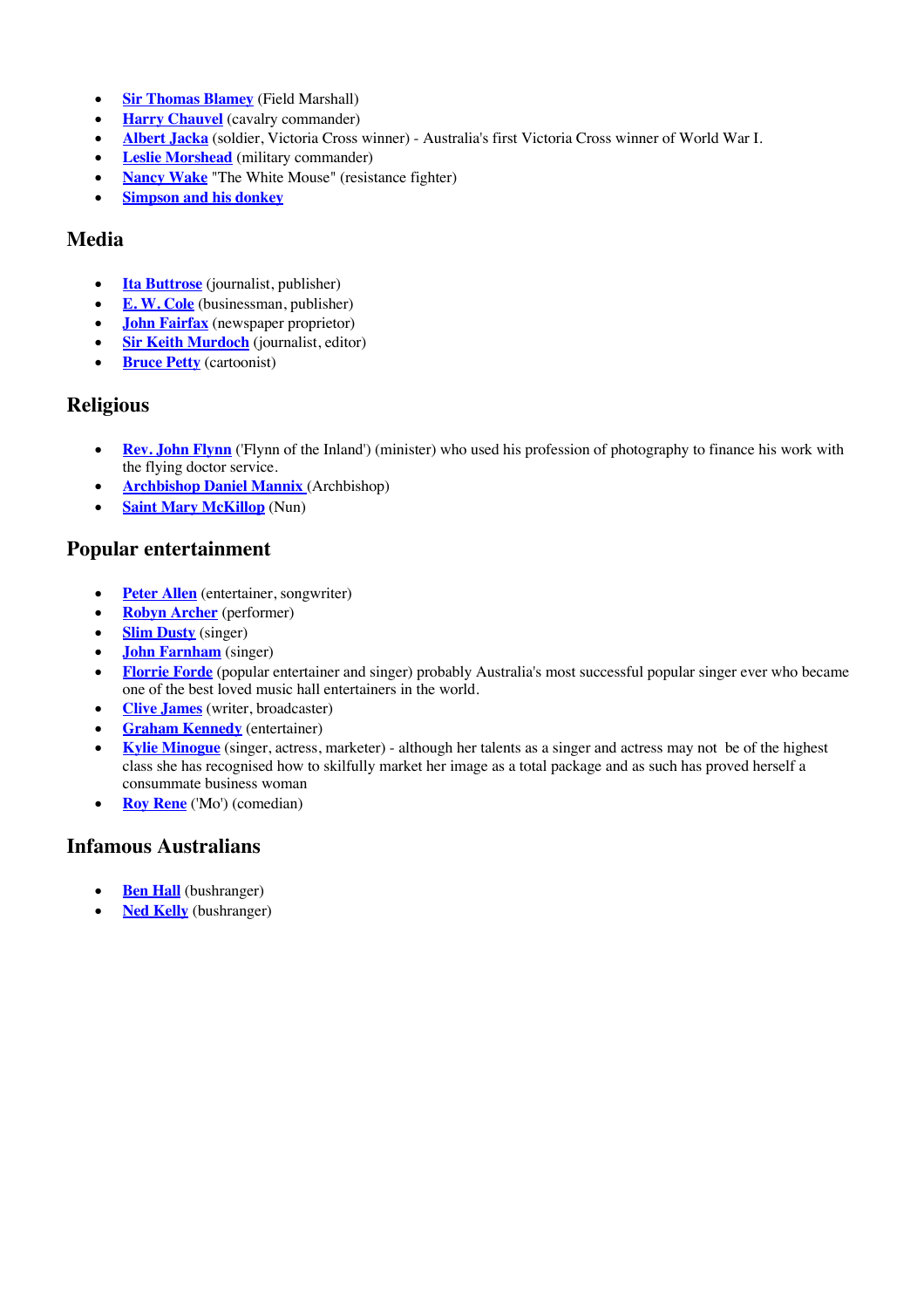- **Sir Thomas Blamey** (Field Marshall)
- **Harry Chauvel** (cavalry commander)
- **Albert Jacka** (soldier, Victoria Cross winner) - Australia's first Victoria Cross winner of World War I.
- **Leslie Morshead** (military commander)
- **Nancy Wake** "The White Mouse" (resistance fighter)
- **Simpson and his donkey**

## Media

- **Ita Buttrose** (journalist, publisher)
- **E. W. Cole** (businessman, publisher)
- **John Fairfax** (newspaper proprietor)
- **Sir Keith Murdoch** (journalist, editor)
- **Bruce Petty** (cartoonist)

## Religious

- **Rev. John Flynn** ('Flynn of the Inland') (minister) who used his profession of photography to finance his work with the flying doctor service.
- **Archbishop Daniel Mannix** (Archbishop)
- **Saint Mary McKillop** (Nun)

## Popular entertainment

- **Peter Allen** (entertainer, songwriter)
- **Robyn Archer** (performer)
- **Slim Dusty** (singer)
- **John Farnham** (singer)
- **Florrie Forde** (popular entertainer and singer) probably Australia's most successful popular singer ever who became one of the best loved music hall entertainers in the world.
- **Clive James** (writer, broadcaster)
- **Graham Kennedy** (entertainer)
- **Kylie Minogue** (singer, actress, marketer) - although her talents as a singer and actress may not be of the highest class she has recognised how to skilfully market her image as a total package and as such has proved herself a consummate business woman
- **Roy Rene** ('Mo') (comedian)

## Infamous Australians

- **Ben Hall** (bushranger)
- **Ned Kelly** (bushranger)